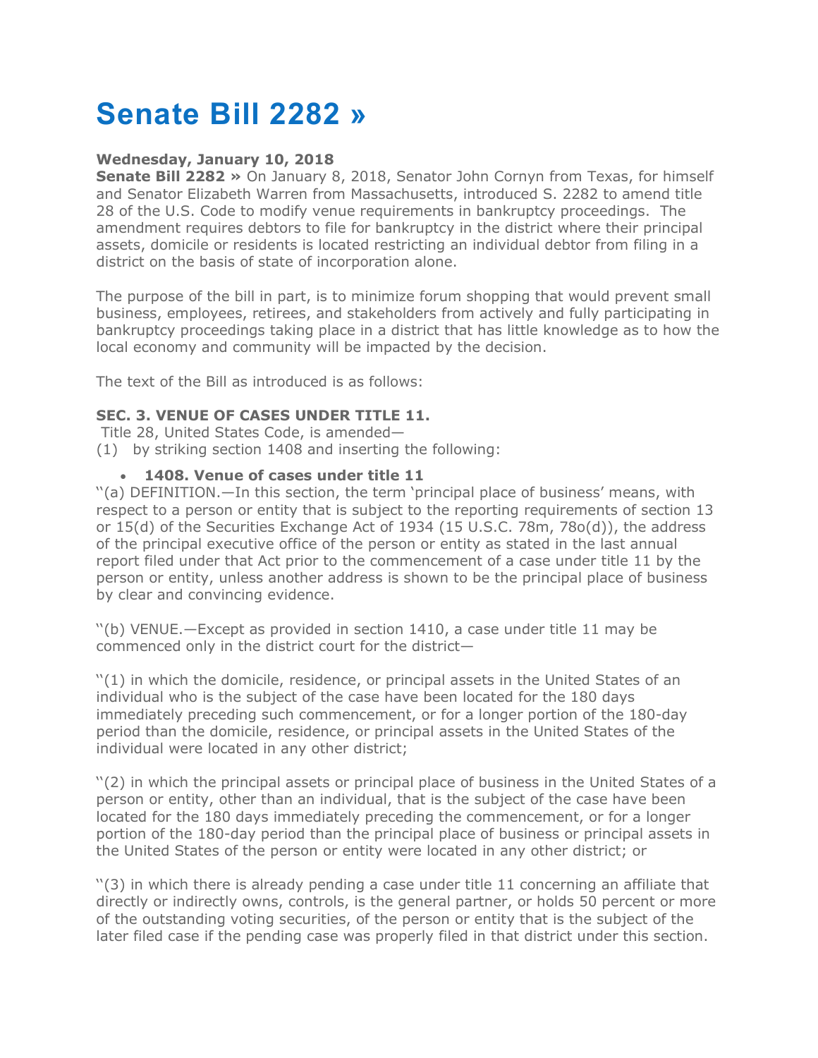# Senate Bill 2282 »

**Wednesday, January 10, 2018**
**Senate Bill 2282 »** On January 8, 2018, Senator John Cornyn from Texas, for himself and Senator Elizabeth Warren from Massachusetts, introduced S. 2282 to amend title 28 of the U.S. Code to modify venue requirements in bankruptcy proceedings. The amendment requires debtors to file for bankruptcy in the district where their principal assets, domicile or residents is located restricting an individual debtor from filing in a district on the basis of state of incorporation alone.

The purpose of the bill in part, is to minimize forum shopping that would prevent small business, employees, retirees, and stakeholders from actively and fully participating in bankruptcy proceedings taking place in a district that has little knowledge as to how the local economy and community will be impacted by the decision.

The text of the Bill as introduced is as follows:

**SEC. 3. VENUE OF CASES UNDER TITLE 11.**
Title 28, United States Code, is amended—
(1) by striking section 1408 and inserting the following:

- **1408. Venue of cases under title 11**

''(a) DEFINITION.—In this section, the term 'principal place of business' means, with respect to a person or entity that is subject to the reporting requirements of section 13 or 15(d) of the Securities Exchange Act of 1934 (15 U.S.C. 78m, 78o(d)), the address of the principal executive office of the person or entity as stated in the last annual report filed under that Act prior to the commencement of a case under title 11 by the person or entity, unless another address is shown to be the principal place of business by clear and convincing evidence.

''(b) VENUE.—Except as provided in section 1410, a case under title 11 may be commenced only in the district court for the district—

''(1) in which the domicile, residence, or principal assets in the United States of an individual who is the subject of the case have been located for the 180 days immediately preceding such commencement, or for a longer portion of the 180-day period than the domicile, residence, or principal assets in the United States of the individual were located in any other district;

''(2) in which the principal assets or principal place of business in the United States of a person or entity, other than an individual, that is the subject of the case have been located for the 180 days immediately preceding the commencement, or for a longer portion of the 180-day period than the principal place of business or principal assets in the United States of the person or entity were located in any other district; or

''(3) in which there is already pending a case under title 11 concerning an affiliate that directly or indirectly owns, controls, is the general partner, or holds 50 percent or more of the outstanding voting securities, of the person or entity that is the subject of the later filed case if the pending case was properly filed in that district under this section.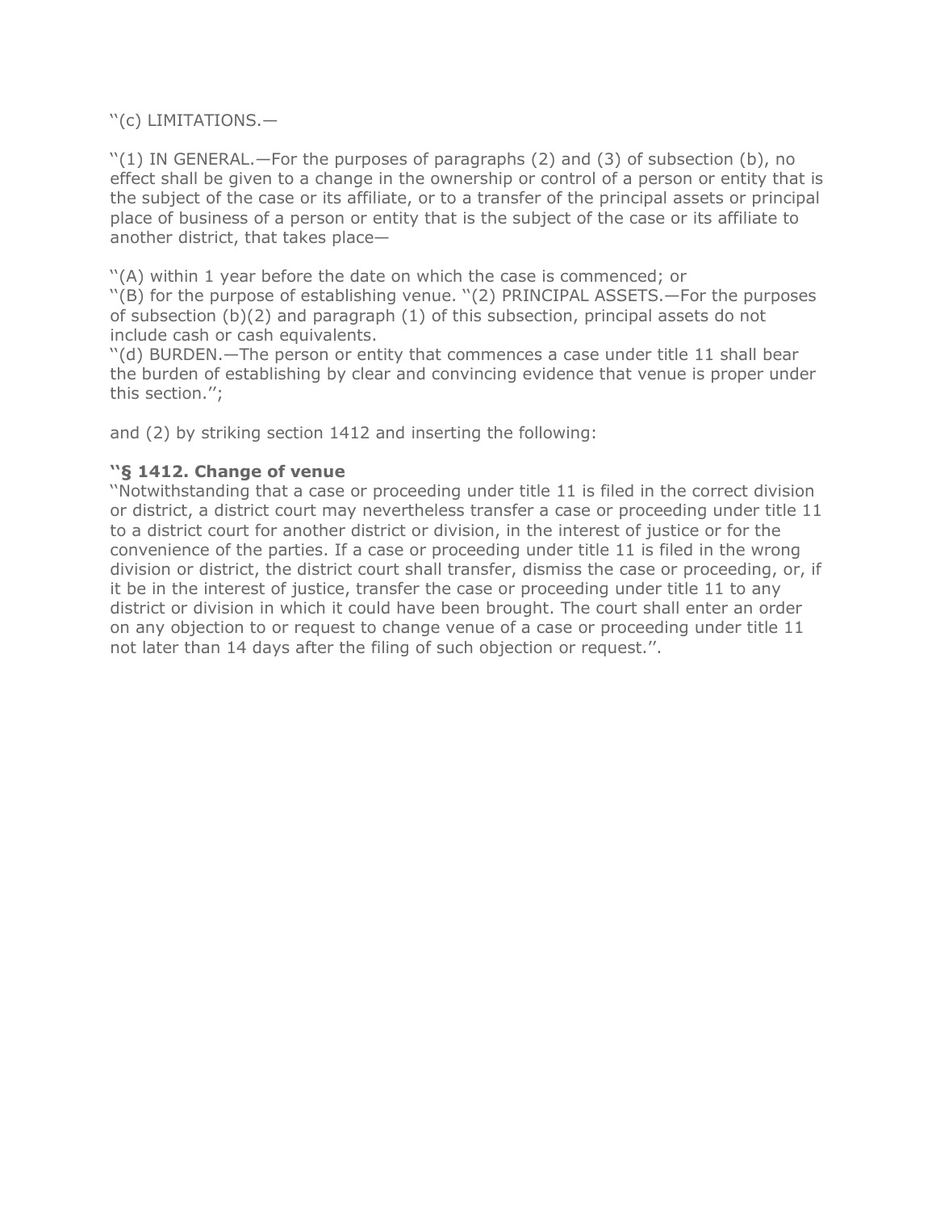''(c) LIMITATIONS.—

''(1) IN GENERAL.—For the purposes of paragraphs (2) and (3) of subsection (b), no effect shall be given to a change in the ownership or control of a person or entity that is the subject of the case or its affiliate, or to a transfer of the principal assets or principal place of business of a person or entity that is the subject of the case or its affiliate to another district, that takes place—

''(A) within 1 year before the date on which the case is commenced; or
''(B) for the purpose of establishing venue. ''(2) PRINCIPAL ASSETS.—For the purposes of subsection (b)(2) and paragraph (1) of this subsection, principal assets do not include cash or cash equivalents.
''(d) BURDEN.—The person or entity that commences a case under title 11 shall bear the burden of establishing by clear and convincing evidence that venue is proper under this section.'';

and (2) by striking section 1412 and inserting the following:

**''§ 1412. Change of venue**
''Notwithstanding that a case or proceeding under title 11 is filed in the correct division or district, a district court may nevertheless transfer a case or proceeding under title 11 to a district court for another district or division, in the interest of justice or for the convenience of the parties. If a case or proceeding under title 11 is filed in the wrong division or district, the district court shall transfer, dismiss the case or proceeding, or, if it be in the interest of justice, transfer the case or proceeding under title 11 to any district or division in which it could have been brought. The court shall enter an order on any objection to or request to change venue of a case or proceeding under title 11 not later than 14 days after the filing of such objection or request.''.